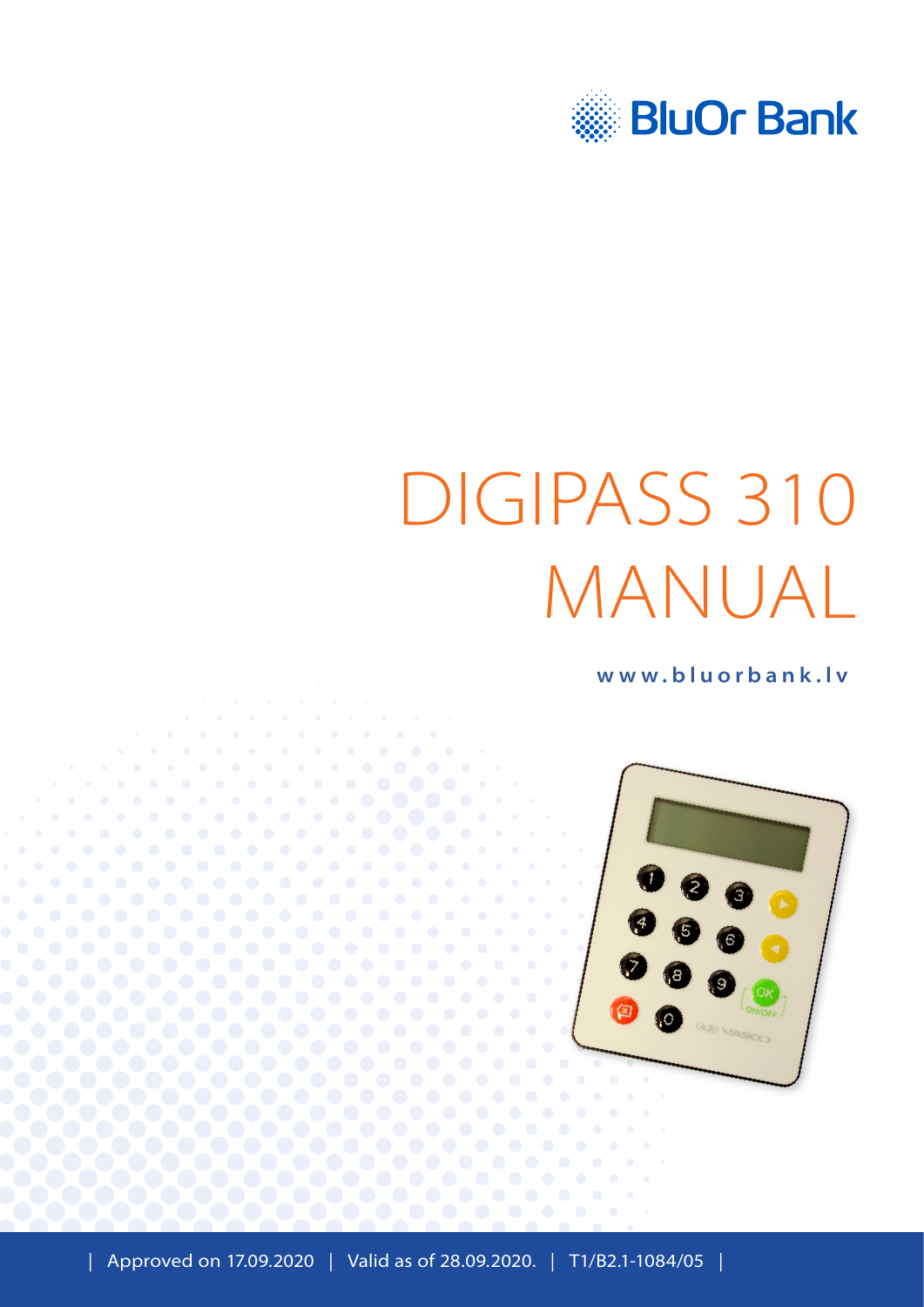BluOr Bank

# DIGIPASS 310 MANUAL

www.bluorbank.lv

| Approved on 17.09.2020 | Valid as of 28.09.2020. | T1/B2.1-1084/05 |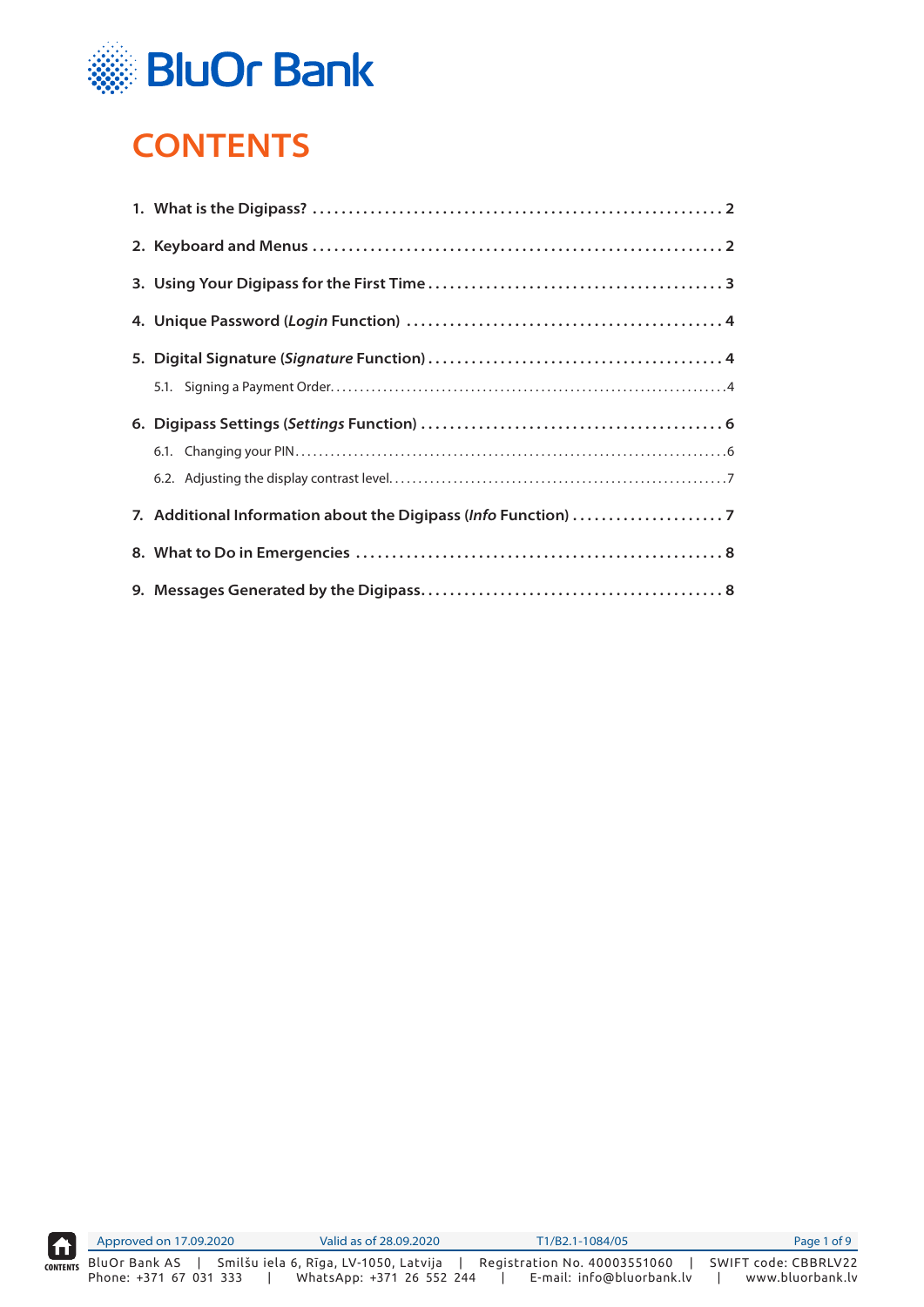# CONTENTS

1. What is the Digipass? ..... 2
2. Keyboard and Menus ..... 2
3. Using Your Digipass for the First Time ..... 3
4. Unique Password (*Login* Function) ..... 4
5. Digital Signature (*Signature* Function) ..... 4
   - 5.1. Signing a Payment Order ..... 4
6. Digipass Settings (*Settings* Function) ..... 6
   - 6.1. Changing your PIN ..... 6
   - 6.2. Adjusting the display contrast level ..... 7
7. Additional Information about the Digipass (*Info* Function) ..... 7
8. What to Do in Emergencies ..... 8
9. Messages Generated by the Digipass ..... 8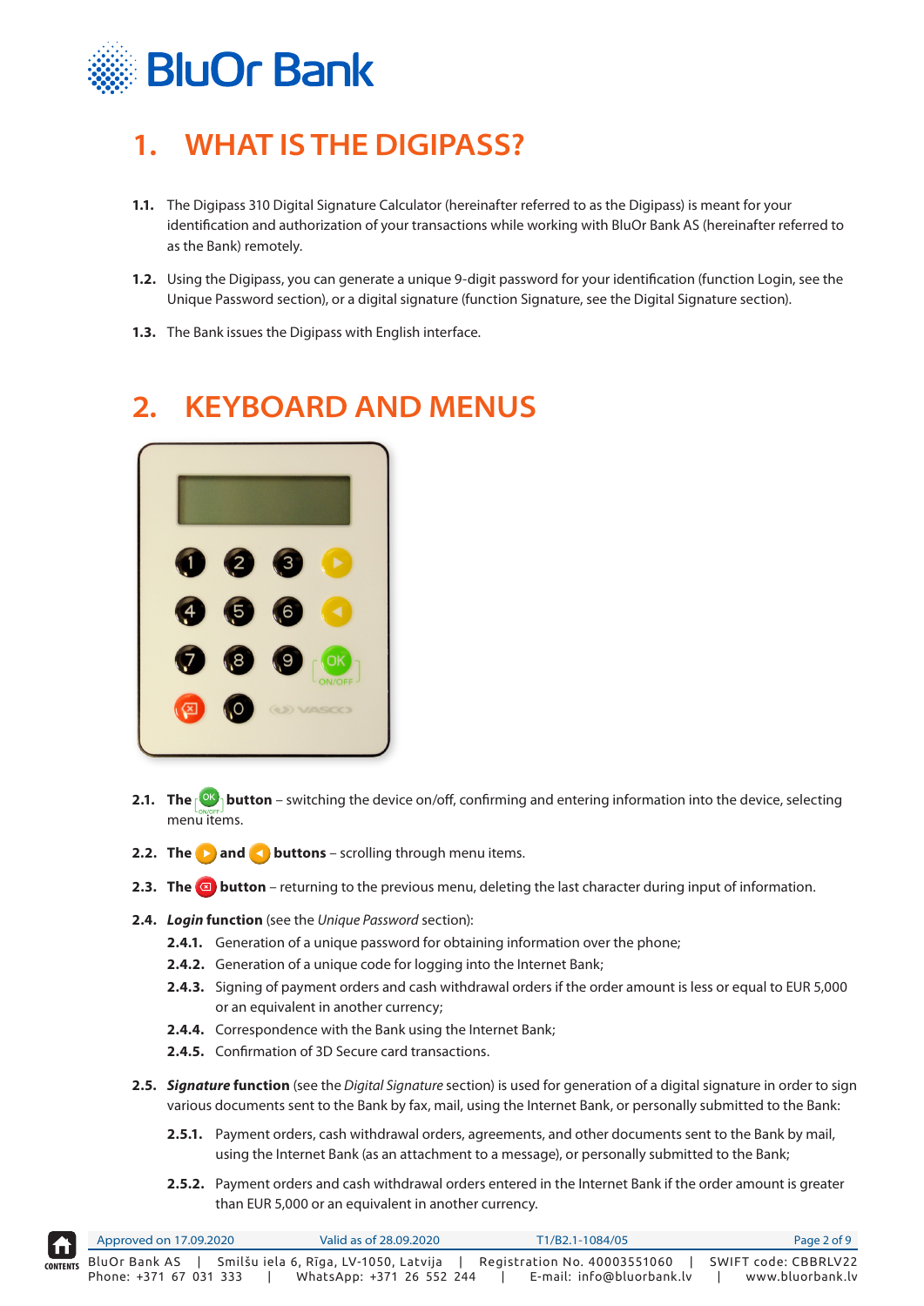# 1. WHAT IS THE DIGIPASS?

**1.1.** The Digipass 310 Digital Signature Calculator (hereinafter referred to as the Digipass) is meant for your identification and authorization of your transactions while working with BluOr Bank AS (hereinafter referred to as the Bank) remotely.

**1.2.** Using the Digipass, you can generate a unique 9-digit password for your identification (function Login, see the Unique Password section), or a digital signature (function Signature, see the Digital Signature section).

**1.3.** The Bank issues the Digipass with English interface.

# 2. KEYBOARD AND MENUS

**2.1.** **The OK ON/OFF button** – switching the device on/off, confirming and entering information into the device, selecting menu items.

**2.2.** **The ▶ and ◀ buttons** – scrolling through menu items.

**2.3.** **The ⌫ button** – returning to the previous menu, deleting the last character during input of information.

**2.4.** ***Login* function** (see the *Unique Password* section):

- **2.4.1.** Generation of a unique password for obtaining information over the phone;
- **2.4.2.** Generation of a unique code for logging into the Internet Bank;
- **2.4.3.** Signing of payment orders and cash withdrawal orders if the order amount is less or equal to EUR 5,000 or an equivalent in another currency;
- **2.4.4.** Correspondence with the Bank using the Internet Bank;
- **2.4.5.** Confirmation of 3D Secure card transactions.

**2.5.** ***Signature* function** (see the *Digital Signature* section) is used for generation of a digital signature in order to sign various documents sent to the Bank by fax, mail, using the Internet Bank, or personally submitted to the Bank:

- **2.5.1.** Payment orders, cash withdrawal orders, agreements, and other documents sent to the Bank by mail, using the Internet Bank (as an attachment to a message), or personally submitted to the Bank;
- **2.5.2.** Payment orders and cash withdrawal orders entered in the Internet Bank if the order amount is greater than EUR 5,000 or an equivalent in another currency.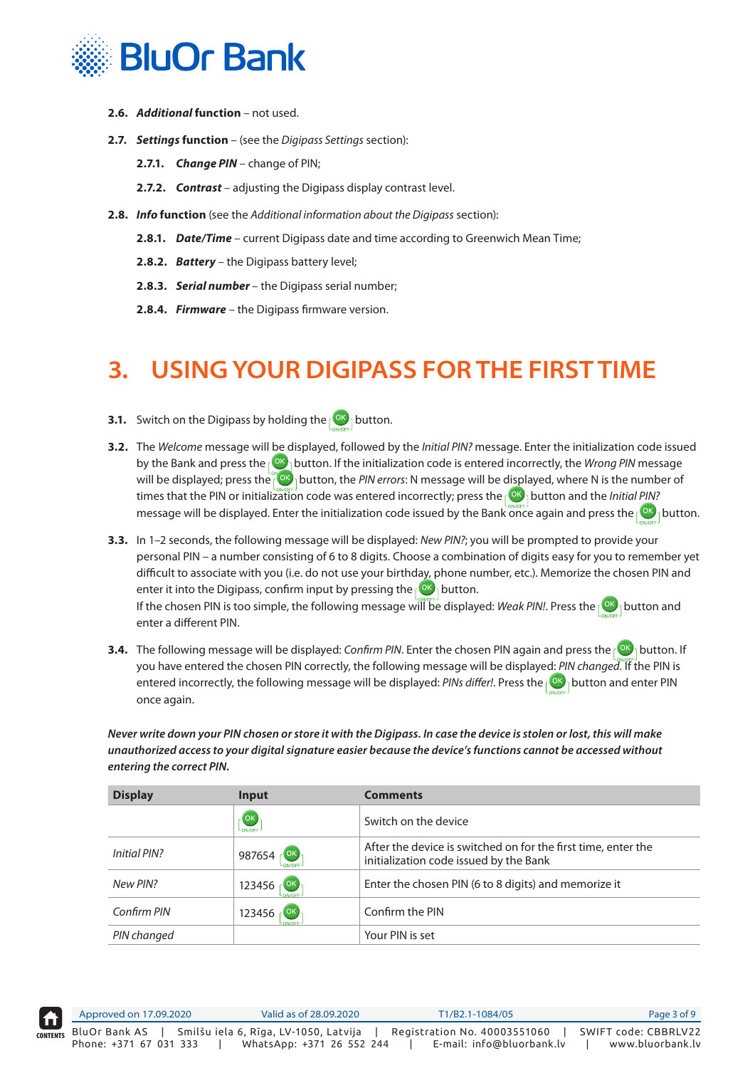**2.6. *Additional* function** – not used.

**2.7. *Settings* function** – (see the *Digipass Settings* section):

**2.7.1. *Change PIN*** – change of PIN;

**2.7.2. *Contrast*** – adjusting the Digipass display contrast level.

**2.8. *Info* function** (see the *Additional information about the Digipass* section):

**2.8.1. *Date/Time*** – current Digipass date and time according to Greenwich Mean Time;

**2.8.2. *Battery*** – the Digipass battery level;

**2.8.3. *Serial number*** – the Digipass serial number;

**2.8.4. *Firmware*** – the Digipass firmware version.

# 3. USING YOUR DIGIPASS FOR THE FIRST TIME

**3.1.** Switch on the Digipass by holding the OK ON/OFF button.

**3.2.** The *Welcome* message will be displayed, followed by the *Initial PIN?* message. Enter the initialization code issued by the Bank and press the OK ON/OFF button. If the initialization code is entered incorrectly, the *Wrong PIN* message will be displayed; press the OK ON/OFF button, the *PIN errors*: N message will be displayed, where N is the number of times that the PIN or initialization code was entered incorrectly; press the OK ON/OFF button and the *Initial PIN?* message will be displayed. Enter the initialization code issued by the Bank once again and press the OK ON/OFF button.

**3.3.** In 1–2 seconds, the following message will be displayed: *New PIN?*; you will be prompted to provide your personal PIN – a number consisting of 6 to 8 digits. Choose a combination of digits easy for you to remember yet difficult to associate with you (i.e. do not use your birthday, phone number, etc.). Memorize the chosen PIN and enter it into the Digipass, confirm input by pressing the OK ON/OFF button.
If the chosen PIN is too simple, the following message will be displayed: *Weak PIN!*. Press the OK ON/OFF button and enter a different PIN.

**3.4.** The following message will be displayed: *Confirm PIN*. Enter the chosen PIN again and press the OK ON/OFF button. If you have entered the chosen PIN correctly, the following message will be displayed: *PIN changed*. If the PIN is entered incorrectly, the following message will be displayed: *PINs differ!*. Press the OK ON/OFF button and enter PIN once again.

***Never write down your PIN chosen or store it with the Digipass. In case the device is stolen or lost, this will make unauthorized access to your digital signature easier because the device's functions cannot be accessed without entering the correct PIN.***

| Display | Input | Comments |
|---|---|---|
| | OK ON/OFF | Switch on the device |
| *Initial PIN?* | 987654 OK ON/OFF | After the device is switched on for the first time, enter the initialization code issued by the Bank |
| *New PIN?* | 123456 OK ON/OFF | Enter the chosen PIN (6 to 8 digits) and memorize it |
| *Confirm PIN* | 123456 OK ON/OFF | Confirm the PIN |
| *PIN changed* | | Your PIN is set |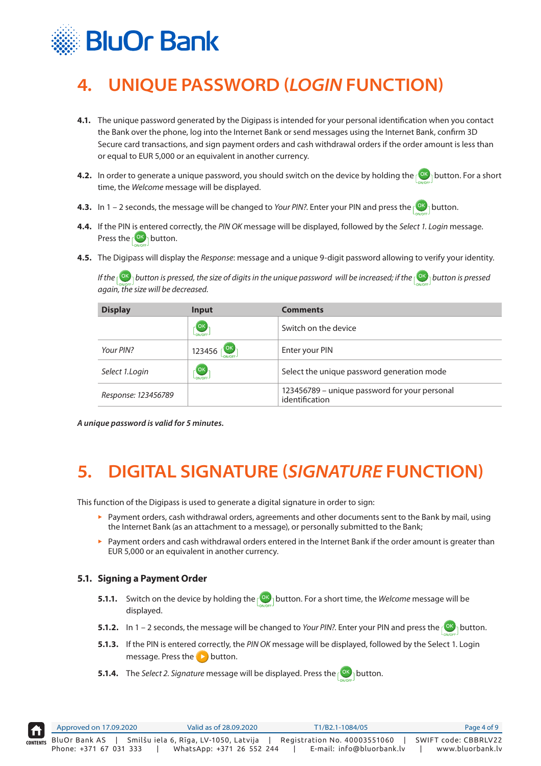# 4. UNIQUE PASSWORD (*LOGIN* FUNCTION)

**4.1.** The unique password generated by the Digipass is intended for your personal identification when you contact the Bank over the phone, log into the Internet Bank or send messages using the Internet Bank, confirm 3D Secure card transactions, and sign payment orders and cash withdrawal orders if the order amount is less than or equal to EUR 5,000 or an equivalent in another currency.

**4.2.** In order to generate a unique password, you should switch on the device by holding the OK ON/OFF button. For a short time, the *Welcome* message will be displayed.

**4.3.** In 1 – 2 seconds, the message will be changed to *Your PIN?*. Enter your PIN and press the OK ON/OFF button.

**4.4.** If the PIN is entered correctly, the *PIN OK* message will be displayed, followed by the *Select 1. Login* message. Press the OK ON/OFF button.

**4.5.** The Digipass will display the *Response*: message and a unique 9-digit password allowing to verify your identity.

*If the OK ON/OFF button is pressed, the size of digits in the unique password will be increased; if the OK ON/OFF button is pressed again, the size will be decreased.*

| Display | Input | Comments |
|---|---|---|
| | OK ON/OFF | Switch on the device |
| *Your PIN?* | 123456 OK ON/OFF | Enter your PIN |
| *Select 1.Login* | OK ON/OFF | Select the unique password generation mode |
| *Response: 123456789* | | 123456789 – unique password for your personal identification |

***A unique password is valid for 5 minutes.***

# 5. DIGITAL SIGNATURE (*SIGNATURE* FUNCTION)

This function of the Digipass is used to generate a digital signature in order to sign:

- Payment orders, cash withdrawal orders, agreements and other documents sent to the Bank by mail, using the Internet Bank (as an attachment to a message), or personally submitted to the Bank;
- Payment orders and cash withdrawal orders entered in the Internet Bank if the order amount is greater than EUR 5,000 or an equivalent in another currency.

## 5.1. Signing a Payment Order

**5.1.1.** Switch on the device by holding the OK ON/OFF button. For a short time, the *Welcome* message will be displayed.

**5.1.2.** In 1 – 2 seconds, the message will be changed to *Your PIN?*. Enter your PIN and press the OK ON/OFF button.

**5.1.3.** If the PIN is entered correctly, the *PIN OK* message will be displayed, followed by the Select 1. Login message. Press the ▶ button.

**5.1.4.** The *Select 2. Signature* message will be displayed. Press the OK ON/OFF button.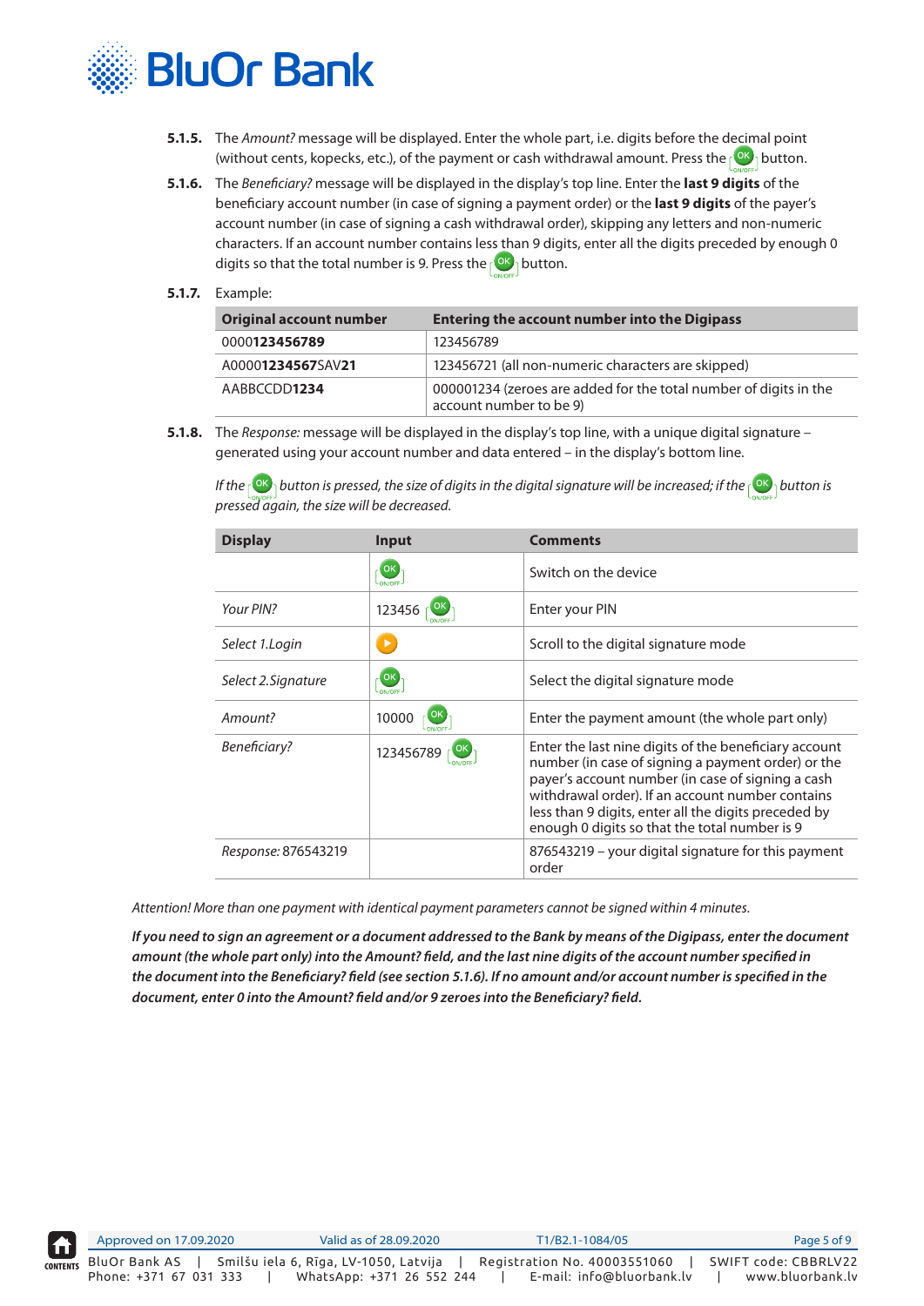**5.1.5.** The *Amount?* message will be displayed. Enter the whole part, i.e. digits before the decimal point (without cents, kopecks, etc.), of the payment or cash withdrawal amount. Press the OK button.

**5.1.6.** The *Beneficiary?* message will be displayed in the display's top line. Enter the **last 9 digits** of the beneficiary account number (in case of signing a payment order) or the **last 9 digits** of the payer's account number (in case of signing a cash withdrawal order), skipping any letters and non-numeric characters. If an account number contains less than 9 digits, enter all the digits preceded by enough 0 digits so that the total number is 9. Press the OK button.

**5.1.7.** Example:

| Original account number | Entering the account number into the Digipass |
|---|---|
| 0000**123456789** | 123456789 |
| A00001**234567**SAV**21** | 123456721 (all non-numeric characters are skipped) |
| AABBCCDD**1234** | 000001234 (zeroes are added for the total number of digits in the account number to be 9) |

**5.1.8.** The *Response:* message will be displayed in the display's top line, with a unique digital signature – generated using your account number and data entered – in the display's bottom line.

*If the OK button is pressed, the size of digits in the digital signature will be increased; if the OK button is pressed again, the size will be decreased.*

| Display | Input | Comments |
|---|---|---|
| | OK | Switch on the device |
| *Your PIN?* | 123456 OK | Enter your PIN |
| *Select 1.Login* | ▶ | Scroll to the digital signature mode |
| *Select 2.Signature* | OK | Select the digital signature mode |
| *Amount?* | 10000 OK | Enter the payment amount (the whole part only) |
| *Beneficiary?* | 123456789 OK | Enter the last nine digits of the beneficiary account number (in case of signing a payment order) or the payer's account number (in case of signing a cash withdrawal order). If an account number contains less than 9 digits, enter all the digits preceded by enough 0 digits so that the total number is 9 |
| *Response:* 876543219 | | 876543219 – your digital signature for this payment order |

*Attention! More than one payment with identical payment parameters cannot be signed within 4 minutes.*

***If you need to sign an agreement or a document addressed to the Bank by means of the Digipass, enter the document amount (the whole part only) into the Amount? field, and the last nine digits of the account number specified in the document into the Beneficiary? field (see section 5.1.6). If no amount and/or account number is specified in the document, enter 0 into the Amount? field and/or 9 zeroes into the Beneficiary? field.***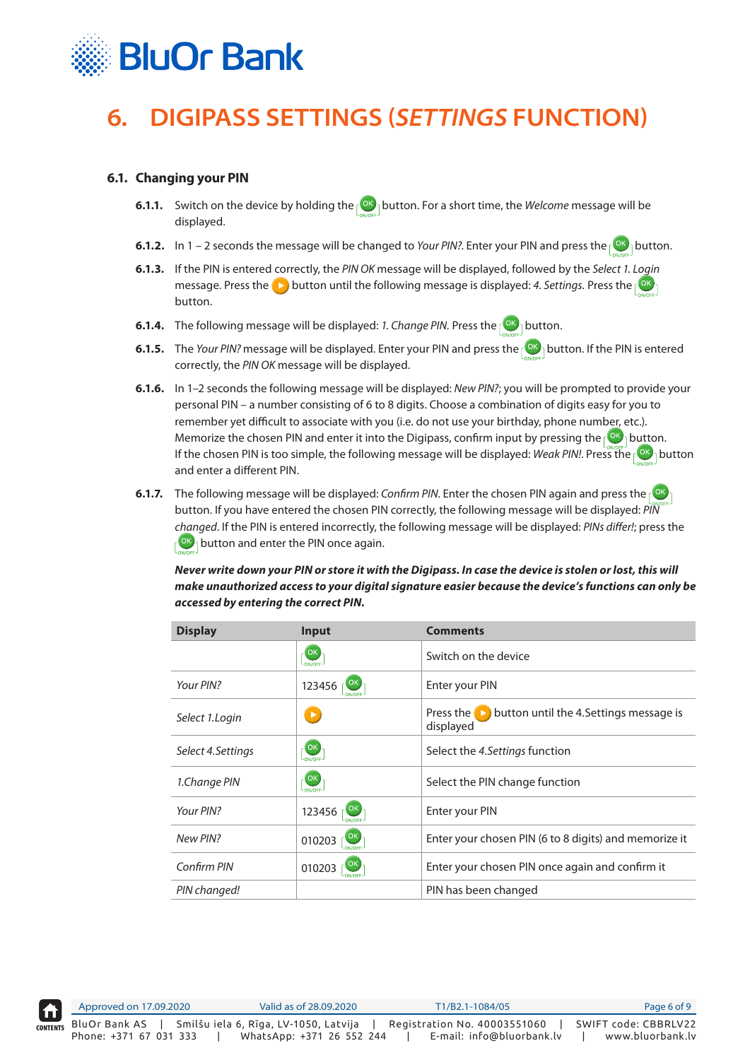# 6. DIGIPASS SETTINGS (*SETTINGS* FUNCTION)

## 6.1. Changing your PIN

**6.1.1.** Switch on the device by holding the OK button. For a short time, the *Welcome* message will be displayed.

**6.1.2.** In 1 – 2 seconds the message will be changed to *Your PIN?*. Enter your PIN and press the OK button.

**6.1.3.** If the PIN is entered correctly, the *PIN OK* message will be displayed, followed by the *Select 1. Login* message. Press the ▶ button until the following message is displayed: *4. Settings*. Press the OK button.

**6.1.4.** The following message will be displayed: *1. Change PIN*. Press the OK button.

**6.1.5.** The *Your PIN?* message will be displayed. Enter your PIN and press the OK button. If the PIN is entered correctly, the *PIN OK* message will be displayed.

**6.1.6.** In 1–2 seconds the following message will be displayed: *New PIN?*; you will be prompted to provide your personal PIN – a number consisting of 6 to 8 digits. Choose a combination of digits easy for you to remember yet difficult to associate with you (i.e. do not use your birthday, phone number, etc.). Memorize the chosen PIN and enter it into the Digipass, confirm input by pressing the OK button. If the chosen PIN is too simple, the following message will be displayed: *Weak PIN!*. Press the OK button and enter a different PIN.

**6.1.7.** The following message will be displayed: *Confirm PIN*. Enter the chosen PIN again and press the OK button. If you have entered the chosen PIN correctly, the following message will be displayed: *PIN changed*. If the PIN is entered incorrectly, the following message will be displayed: *PINs differ!*; press the OK button and enter the PIN once again.

***Never write down your PIN or store it with the Digipass. In case the device is stolen or lost, this will make unauthorized access to your digital signature easier because the device's functions can only be accessed by entering the correct PIN.***

| Display | Input | Comments |
|---|---|---|
| | OK | Switch on the device |
| *Your PIN?* | 123456 OK | Enter your PIN |
| *Select 1.Login* | ▶ | Press the ▶ button until the 4.Settings message is displayed |
| *Select 4.Settings* | OK | Select the *4.Settings* function |
| *1.Change PIN* | OK | Select the PIN change function |
| *Your PIN?* | 123456 OK | Enter your PIN |
| *New PIN?* | 010203 OK | Enter your chosen PIN (6 to 8 digits) and memorize it |
| *Confirm PIN* | 010203 OK | Enter your chosen PIN once again and confirm it |
| *PIN changed!* | | PIN has been changed |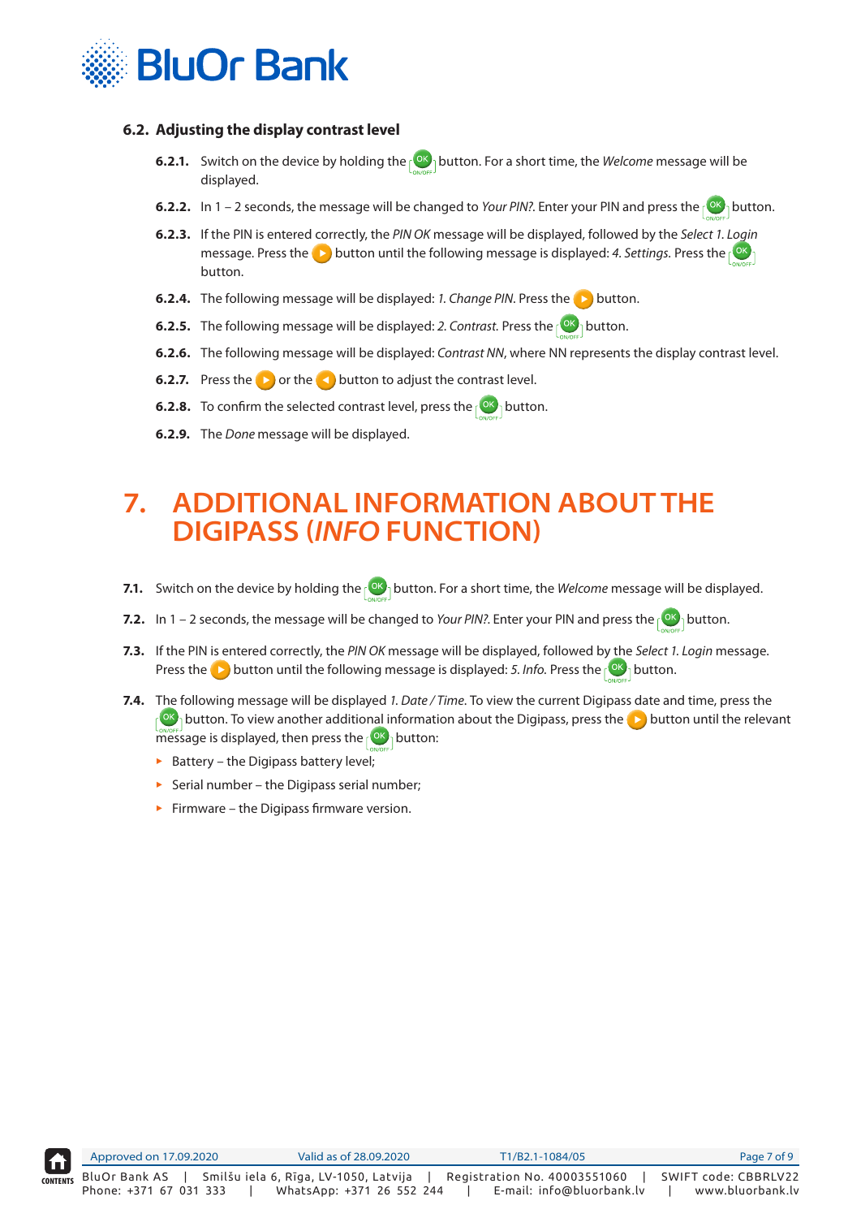### 6.2. Adjusting the display contrast level

**6.2.1.** Switch on the device by holding the OK ON/OFF button. For a short time, the *Welcome* message will be displayed.

**6.2.2.** In 1 – 2 seconds, the message will be changed to *Your PIN?*. Enter your PIN and press the OK ON/OFF button.

**6.2.3.** If the PIN is entered correctly, the *PIN OK* message will be displayed, followed by the *Select 1. Login* message. Press the ▶ button until the following message is displayed: *4. Settings*. Press the OK ON/OFF button.

**6.2.4.** The following message will be displayed: *1. Change PIN*. Press the ▶ button.

**6.2.5.** The following message will be displayed: *2. Contrast*. Press the OK ON/OFF button.

**6.2.6.** The following message will be displayed: *Contrast NN*, where NN represents the display contrast level.

**6.2.7.** Press the ▶ or the ◀ button to adjust the contrast level.

**6.2.8.** To confirm the selected contrast level, press the OK ON/OFF button.

**6.2.9.** The *Done* message will be displayed.

# 7. ADDITIONAL INFORMATION ABOUT THE DIGIPASS (*INFO* FUNCTION)

**7.1.** Switch on the device by holding the OK ON/OFF button. For a short time, the *Welcome* message will be displayed.

**7.2.** In 1 – 2 seconds, the message will be changed to *Your PIN?*. Enter your PIN and press the OK ON/OFF button.

**7.3.** If the PIN is entered correctly, the *PIN OK* message will be displayed, followed by the *Select 1. Login* message. Press the ▶ button until the following message is displayed: *5. Info*. Press the OK ON/OFF button.

**7.4.** The following message will be displayed *1. Date / Time*. To view the current Digipass date and time, press the OK ON/OFF button. To view another additional information about the Digipass, press the ▶ button until the relevant message is displayed, then press the OK ON/OFF button:

- Battery – the Digipass battery level;
- Serial number – the Digipass serial number;
- Firmware – the Digipass firmware version.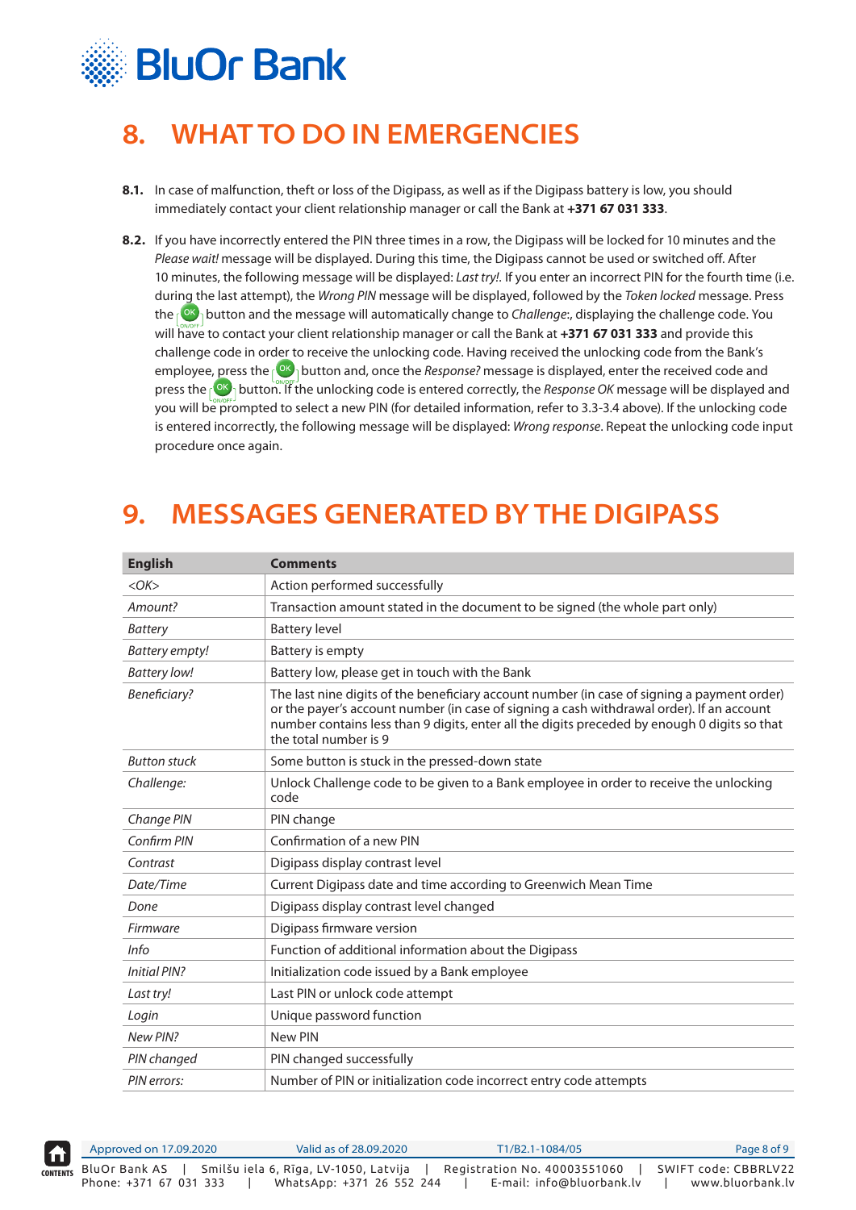## 8. WHAT TO DO IN EMERGENCIES

**8.1.** In case of malfunction, theft or loss of the Digipass, as well as if the Digipass battery is low, you should immediately contact your client relationship manager or call the Bank at **+371 67 031 333**.

**8.2.** If you have incorrectly entered the PIN three times in a row, the Digipass will be locked for 10 minutes and the *Please wait!* message will be displayed. During this time, the Digipass cannot be used or switched off. After 10 minutes, the following message will be displayed: *Last try!*. If you enter an incorrect PIN for the fourth time (i.e. during the last attempt), the *Wrong PIN* message will be displayed, followed by the *Token locked* message. Press the OK button and the message will automatically change to *Challenge*:, displaying the challenge code. You will have to contact your client relationship manager or call the Bank at **+371 67 031 333** and provide this challenge code in order to receive the unlocking code. Having received the unlocking code from the Bank's employee, press the OK button and, once the *Response?* message is displayed, enter the received code and press the OK button. If the unlocking code is entered correctly, the *Response OK* message will be displayed and you will be prompted to select a new PIN (for detailed information, refer to 3.3-3.4 above). If the unlocking code is entered incorrectly, the following message will be displayed: *Wrong response*. Repeat the unlocking code input procedure once again.

## 9. MESSAGES GENERATED BY THE DIGIPASS

| English | Comments |
|---|---|
| *<OK>* | Action performed successfully |
| *Amount?* | Transaction amount stated in the document to be signed (the whole part only) |
| *Battery* | Battery level |
| *Battery empty!* | Battery is empty |
| *Battery low!* | Battery low, please get in touch with the Bank |
| *Beneficiary?* | The last nine digits of the beneficiary account number (in case of signing a payment order) or the payer's account number (in case of signing a cash withdrawal order). If an account number contains less than 9 digits, enter all the digits preceded by enough 0 digits so that the total number is 9 |
| *Button stuck* | Some button is stuck in the pressed-down state |
| *Challenge:* | Unlock Challenge code to be given to a Bank employee in order to receive the unlocking code |
| *Change PIN* | PIN change |
| *Confirm PIN* | Confirmation of a new PIN |
| *Contrast* | Digipass display contrast level |
| *Date/Time* | Current Digipass date and time according to Greenwich Mean Time |
| *Done* | Digipass display contrast level changed |
| *Firmware* | Digipass firmware version |
| *Info* | Function of additional information about the Digipass |
| *Initial PIN?* | Initialization code issued by a Bank employee |
| *Last try!* | Last PIN or unlock code attempt |
| *Login* | Unique password function |
| *New PIN?* | New PIN |
| *PIN changed* | PIN changed successfully |
| *PIN errors:* | Number of PIN or initialization code incorrect entry code attempts |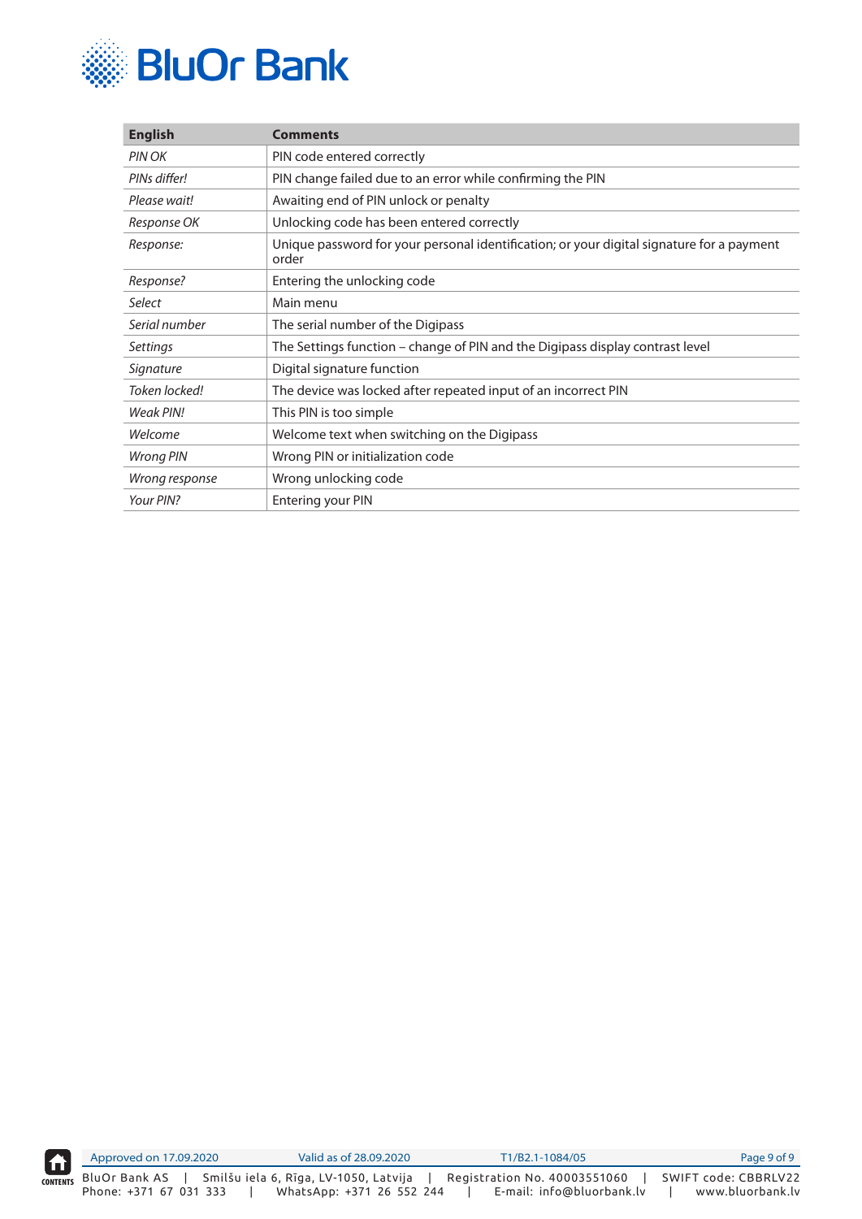| English | Comments |
|---|---|
| *PIN OK* | PIN code entered correctly |
| *PINs differ!* | PIN change failed due to an error while confirming the PIN |
| *Please wait!* | Awaiting end of PIN unlock or penalty |
| *Response OK* | Unlocking code has been entered correctly |
| *Response:* | Unique password for your personal identification; or your digital signature for a payment order |
| *Response?* | Entering the unlocking code |
| *Select* | Main menu |
| *Serial number* | The serial number of the Digipass |
| *Settings* | The Settings function – change of PIN and the Digipass display contrast level |
| *Signature* | Digital signature function |
| *Token locked!* | The device was locked after repeated input of an incorrect PIN |
| *Weak PIN!* | This PIN is too simple |
| *Welcome* | Welcome text when switching on the Digipass |
| *Wrong PIN* | Wrong PIN or initialization code |
| *Wrong response* | Wrong unlocking code |
| *Your PIN?* | Entering your PIN |